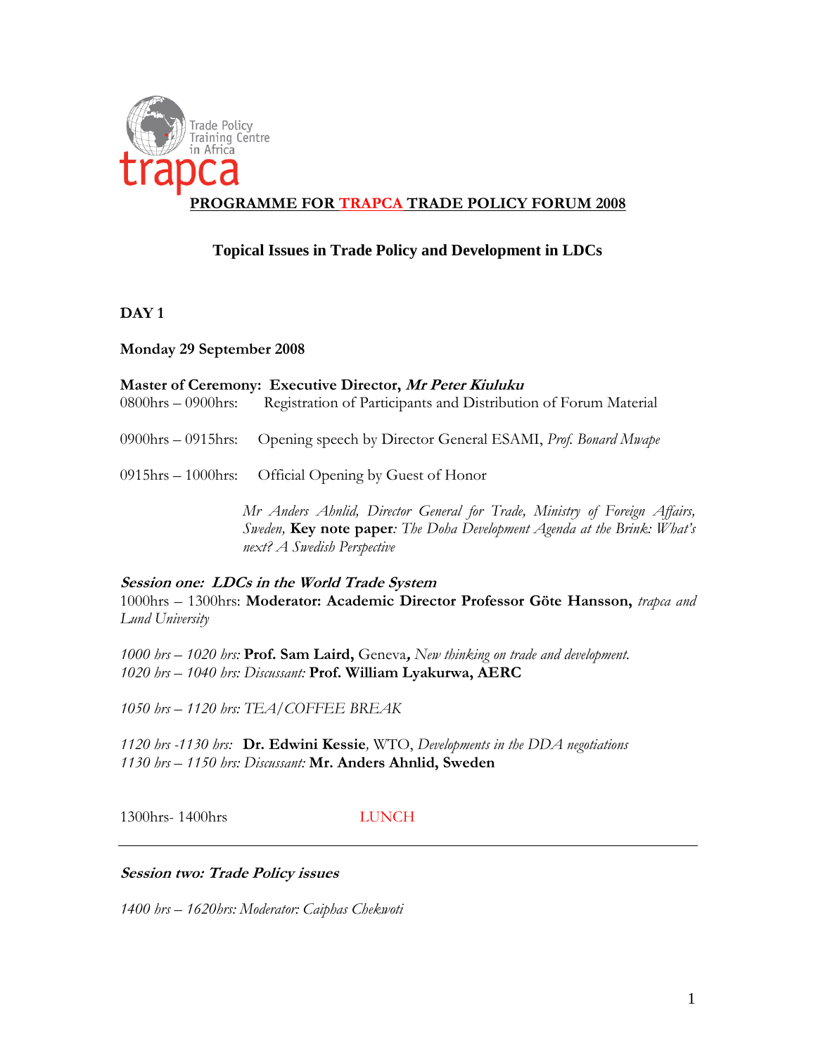Trade Policy Training Centre in Africa

trapca

# PROGRAMME FOR TRAPCA TRADE POLICY FORUM 2008

## Topical Issues in Trade Policy and Development in LDCs

**DAY 1**

**Monday 29 September 2008**

**Master of Ceremony: Executive Director, *Mr Peter Kiuluku***

0800hrs – 0900hrs: Registration of Participants and Distribution of Forum Material

0900hrs – 0915hrs: Opening speech by Director General ESAMI, *Prof. Bonard Mwape*

0915hrs – 1000hrs: Official Opening by Guest of Honor

*Mr Anders Ahnlid, Director General for Trade, Ministry of Foreign Affairs, Sweden,* **Key note paper***: The Doha Development Agenda at the Brink: What's next? A Swedish Perspective*

***Session one: LDCs in the World Trade System***

1000hrs – 1300hrs: **Moderator: Academic Director Professor Göte Hansson,** *trapca and Lund University*

*1000 hrs – 1020 hrs:* **Prof. Sam Laird,** Geneva**,** *New thinking on trade and development.*
*1020 hrs – 1040 hrs: Discussant:* **Prof. William Lyakurwa, AERC**

*1050 hrs – 1120 hrs: TEA/COFFEE BREAK*

*1120 hrs -1130 hrs:* **Dr. Edwini Kessie***,* WTO, *Developments in the DDA negotiations*
*1130 hrs – 1150 hrs: Discussant:* **Mr. Anders Ahnlid, Sweden**

1300hrs- 1400hrs LUNCH

---

***Session two: Trade Policy issues***

*1400 hrs – 1620hrs: Moderator: Caiphas Chekwoti*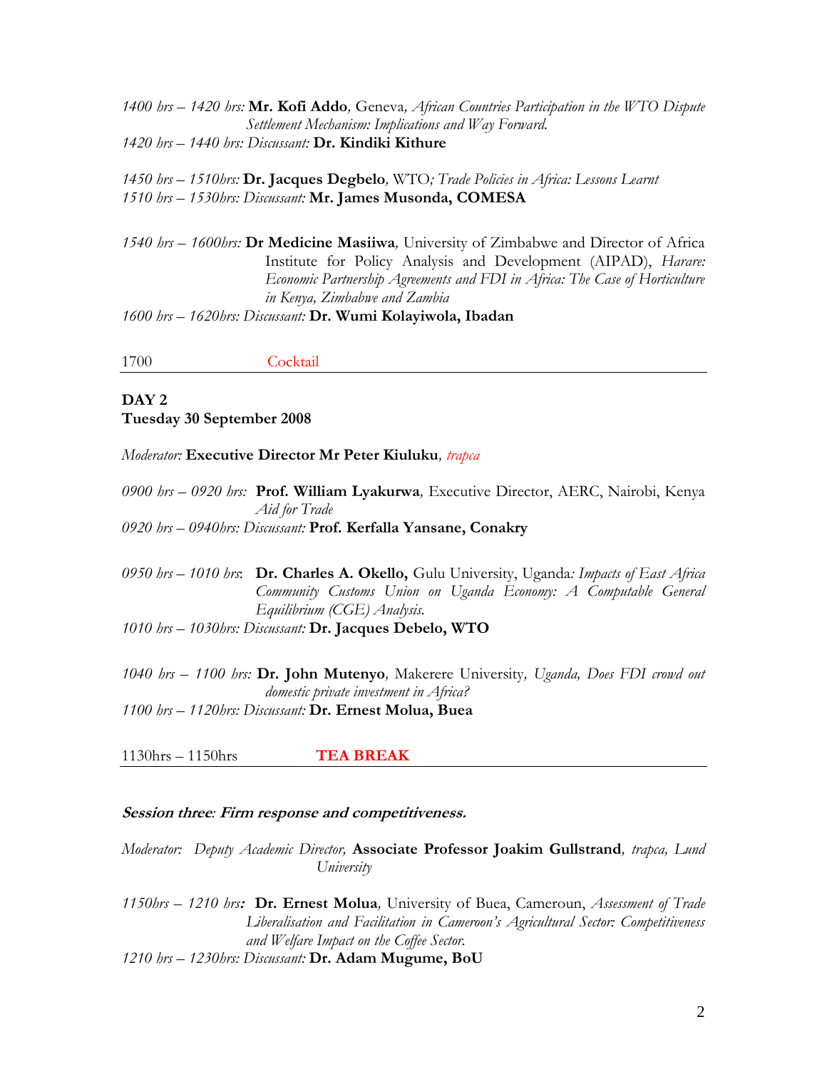*1400 hrs – 1420 hrs:* **Mr. Kofi Addo***,* Geneva*, African Countries Participation in the WTO Dispute Settlement Mechanism: Implications and Way Forward.*

*1420 hrs – 1440 hrs: Discussant:* **Dr. Kindiki Kithure**

*1450 hrs – 1510hrs:* **Dr. Jacques Degbelo***,* WTO*; Trade Policies in Africa: Lessons Learnt*

*1510 hrs – 1530hrs: Discussant:* **Mr. James Musonda, COMESA**

*1540 hrs – 1600hrs:* **Dr Medicine Masiiwa***,* University of Zimbabwe and Director of Africa Institute for Policy Analysis and Development (AIPAD), *Harare: Economic Partnership Agreements and FDI in Africa: The Case of Horticulture in Kenya, Zimbabwe and Zambia*

*1600 hrs – 1620hrs: Discussant:* **Dr. Wumi Kolayiwola, Ibadan**

1700 Cocktail

---

**DAY 2**
**Tuesday 30 September 2008**

*Moderator:* **Executive Director Mr Peter Kiuluku***, trapca*

*0900 hrs – 0920 hrs:* **Prof. William Lyakurwa***,* Executive Director, AERC, Nairobi, Kenya *Aid for Trade*

*0920 hrs – 0940hrs: Discussant:* **Prof. Kerfalla Yansane, Conakry**

*0950 hrs – 1010 hrs*: **Dr. Charles A. Okello,** Gulu University, Uganda*: Impacts of East Africa Community Customs Union on Uganda Economy: A Computable General Equilibrium (CGE) Analysis.*

*1010 hrs – 1030hrs: Discussant:* **Dr. Jacques Debelo, WTO**

*1040 hrs – 1100 hrs:* **Dr. John Mutenyo***,* Makerere University*, Uganda, Does FDI crowd out domestic private investment in Africa?*

*1100 hrs – 1120hrs: Discussant:* **Dr. Ernest Molua, Buea**

1130hrs – 1150hrs **TEA BREAK**

---

***Session three: Firm response and competitiveness.***

*Moderator: Deputy Academic Director,* **Associate Professor Joakim Gullstrand***, trapca, Lund University*

*1150hrs – 1210 hrs:* **Dr. Ernest Molua***,* University of Buea, Cameroun, *Assessment of Trade Liberalisation and Facilitation in Cameroon's Agricultural Sector: Competitiveness and Welfare Impact on the Coffee Sector.*

*1210 hrs – 1230hrs: Discussant:* **Dr. Adam Mugume, BoU**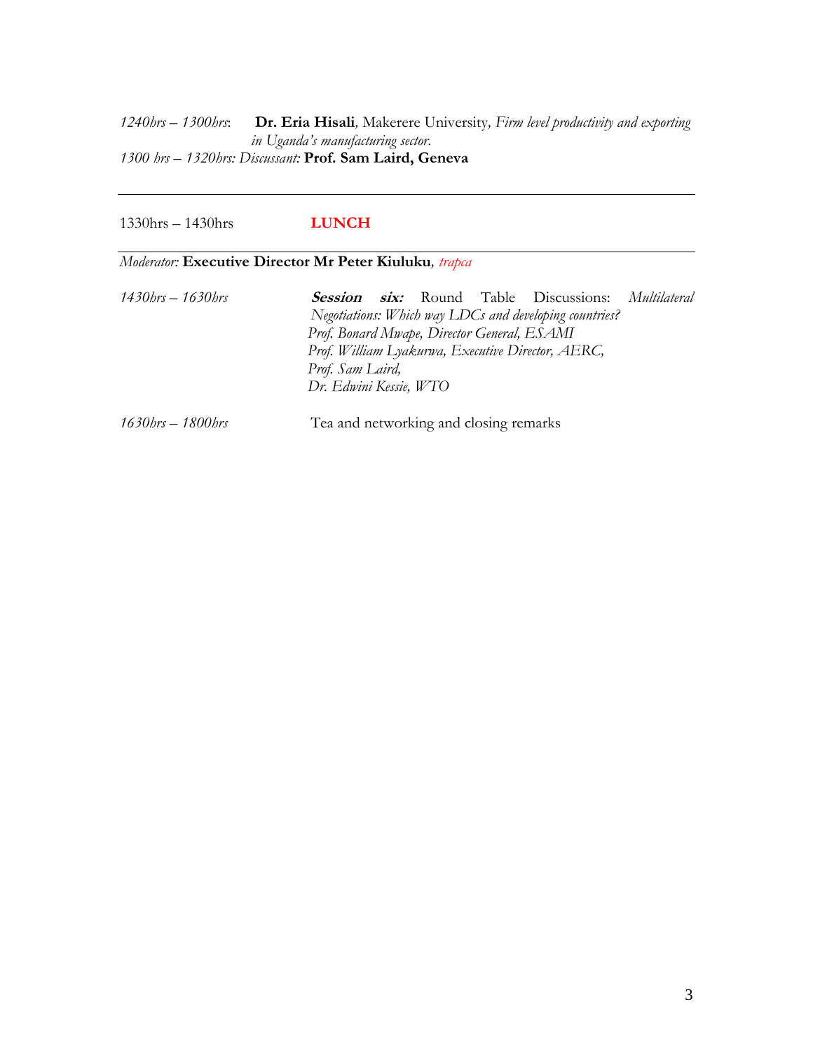*1240hrs – 1300hrs*: **Dr. Eria Hisali**, Makerere University, *Firm level productivity and exporting in Uganda's manufacturing sector.*

*1300 hrs – 1320hrs: Discussant:* **Prof. Sam Laird, Geneva**

---

1330hrs – 1430hrs **LUNCH**

---

*Moderator:* **Executive Director Mr Peter Kiuluku**, *trapca*

*1430hrs – 1630hrs* ***Session six:*** Round Table Discussions: *Multilateral Negotiations: Which way LDCs and developing countries?*
*Prof. Bonard Mwape, Director General, ESAMI*
*Prof. William Lyakurwa, Executive Director, AERC,*
*Prof. Sam Laird,*
*Dr. Edwini Kessie, WTO*

*1630hrs – 1800hrs* Tea and networking and closing remarks